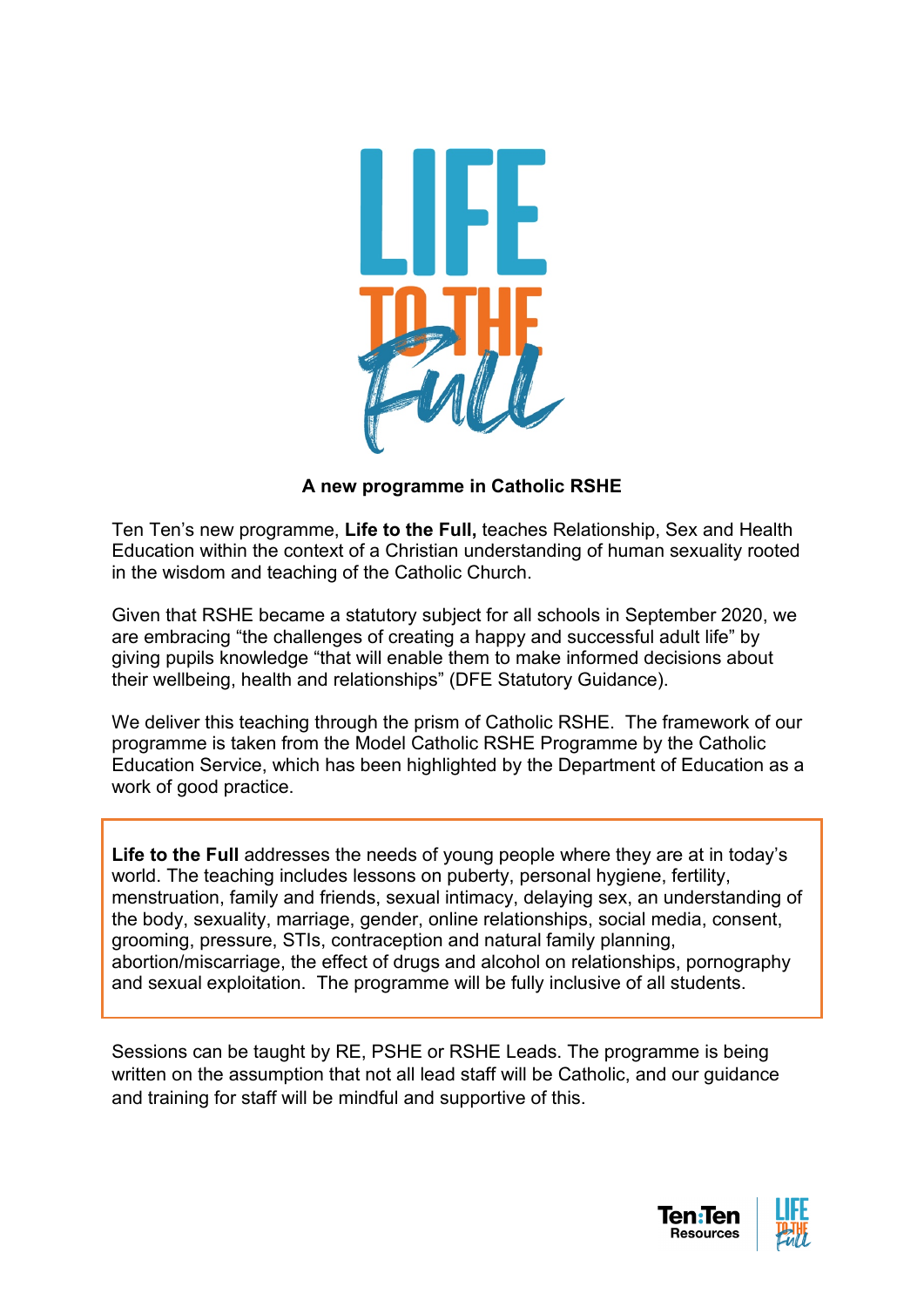# LIFE TO THE Full

**A new programme in Catholic RSHE**

Ten Ten's new programme, **Life to the Full,** teaches Relationship, Sex and Health Education within the context of a Christian understanding of human sexuality rooted in the wisdom and teaching of the Catholic Church.

Given that RSHE became a statutory subject for all schools in September 2020, we are embracing "the challenges of creating a happy and successful adult life" by giving pupils knowledge "that will enable them to make informed decisions about their wellbeing, health and relationships" (DFE Statutory Guidance).

We deliver this teaching through the prism of Catholic RSHE. The framework of our programme is taken from the Model Catholic RSHE Programme by the Catholic Education Service, which has been highlighted by the Department of Education as a work of good practice.

**Life to the Full** addresses the needs of young people where they are at in today's world. The teaching includes lessons on puberty, personal hygiene, fertility, menstruation, family and friends, sexual intimacy, delaying sex, an understanding of the body, sexuality, marriage, gender, online relationships, social media, consent, grooming, pressure, STIs, contraception and natural family planning, abortion/miscarriage, the effect of drugs and alcohol on relationships, pornography and sexual exploitation. The programme will be fully inclusive of all students.

Sessions can be taught by RE, PSHE or RSHE Leads. The programme is being written on the assumption that not all lead staff will be Catholic, and our guidance and training for staff will be mindful and supportive of this.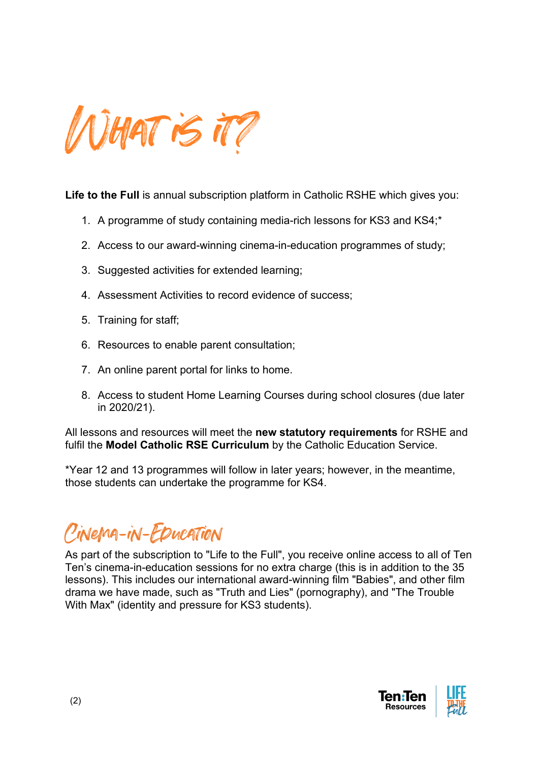# What is it?

**Life to the Full** is annual subscription platform in Catholic RSHE which gives you:

1. A programme of study containing media-rich lessons for KS3 and KS4;*
2. Access to our award-winning cinema-in-education programmes of study;
3. Suggested activities for extended learning;
4. Assessment Activities to record evidence of success;
5. Training for staff;
6. Resources to enable parent consultation;
7. An online parent portal for links to home.
8. Access to student Home Learning Courses during school closures (due later in 2020/21).

All lessons and resources will meet the **new statutory requirements** for RSHE and fulfil the **Model Catholic RSE Curriculum** by the Catholic Education Service.

*Year 12 and 13 programmes will follow in later years; however, in the meantime, those students can undertake the programme for KS4.

## Cinema-in-Education

As part of the subscription to "Life to the Full", you receive online access to all of Ten Ten's cinema-in-education sessions for no extra charge (this is in addition to the 35 lessons). This includes our international award-winning film "Babies", and other film drama we have made, such as "Truth and Lies" (pornography), and "The Trouble With Max" (identity and pressure for KS3 students).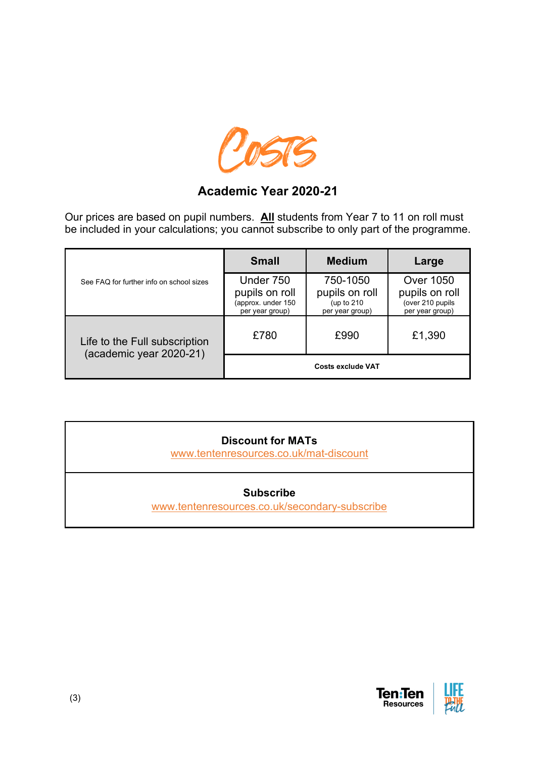# Costs

## Academic Year 2020-21

Our prices are based on pupil numbers. **All** students from Year 7 to 11 on roll must be included in your calculations; you cannot subscribe to only part of the programme.

| See FAQ for further info on school sizes | **Small** | **Medium** | **Large** |
|---|---|---|---|
| | Under 750 pupils on roll (approx. under 150 per year group) | 750-1050 pupils on roll (up to 210 per year group) | Over 1050 pupils on roll (over 210 pupils per year group) |
| Life to the Full subscription (academic year 2020-21) | £780 | £990 | £1,390 |
| | **Costs exclude VAT** | | |

**Discount for MATs**
www.tentenresources.co.uk/mat-discount

**Subscribe**
www.tentenresources.co.uk/secondary-subscribe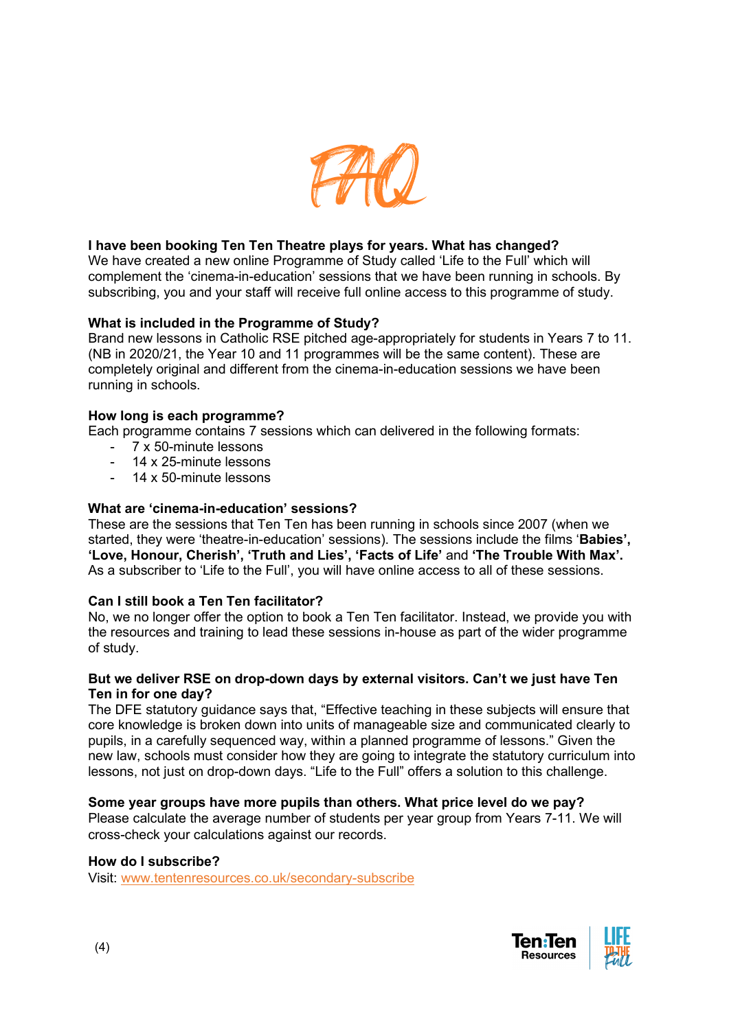# FAQ

**I have been booking Ten Ten Theatre plays for years. What has changed?**
We have created a new online Programme of Study called 'Life to the Full' which will complement the 'cinema-in-education' sessions that we have been running in schools. By subscribing, you and your staff will receive full online access to this programme of study.

**What is included in the Programme of Study?**
Brand new lessons in Catholic RSE pitched age-appropriately for students in Years 7 to 11. (NB in 2020/21, the Year 10 and 11 programmes will be the same content). These are completely original and different from the cinema-in-education sessions we have been running in schools.

**How long is each programme?**
Each programme contains 7 sessions which can delivered in the following formats:

- 7 x 50-minute lessons
- 14 x 25-minute lessons
- 14 x 50-minute lessons

**What are 'cinema-in-education' sessions?**
These are the sessions that Ten Ten has been running in schools since 2007 (when we started, they were 'theatre-in-education' sessions). The sessions include the films '**Babies', 'Love, Honour, Cherish', 'Truth and Lies', 'Facts of Life'** and **'The Trouble With Max'.** As a subscriber to 'Life to the Full', you will have online access to all of these sessions.

**Can I still book a Ten Ten facilitator?**
No, we no longer offer the option to book a Ten Ten facilitator. Instead, we provide you with the resources and training to lead these sessions in-house as part of the wider programme of study.

**But we deliver RSE on drop-down days by external visitors. Can't we just have Ten Ten in for one day?**
The DFE statutory guidance says that, "Effective teaching in these subjects will ensure that core knowledge is broken down into units of manageable size and communicated clearly to pupils, in a carefully sequenced way, within a planned programme of lessons." Given the new law, schools must consider how they are going to integrate the statutory curriculum into lessons, not just on drop-down days. "Life to the Full" offers a solution to this challenge.

**Some year groups have more pupils than others. What price level do we pay?**
Please calculate the average number of students per year group from Years 7-11. We will cross-check your calculations against our records.

**How do I subscribe?**
Visit: www.tentenresources.co.uk/secondary-subscribe